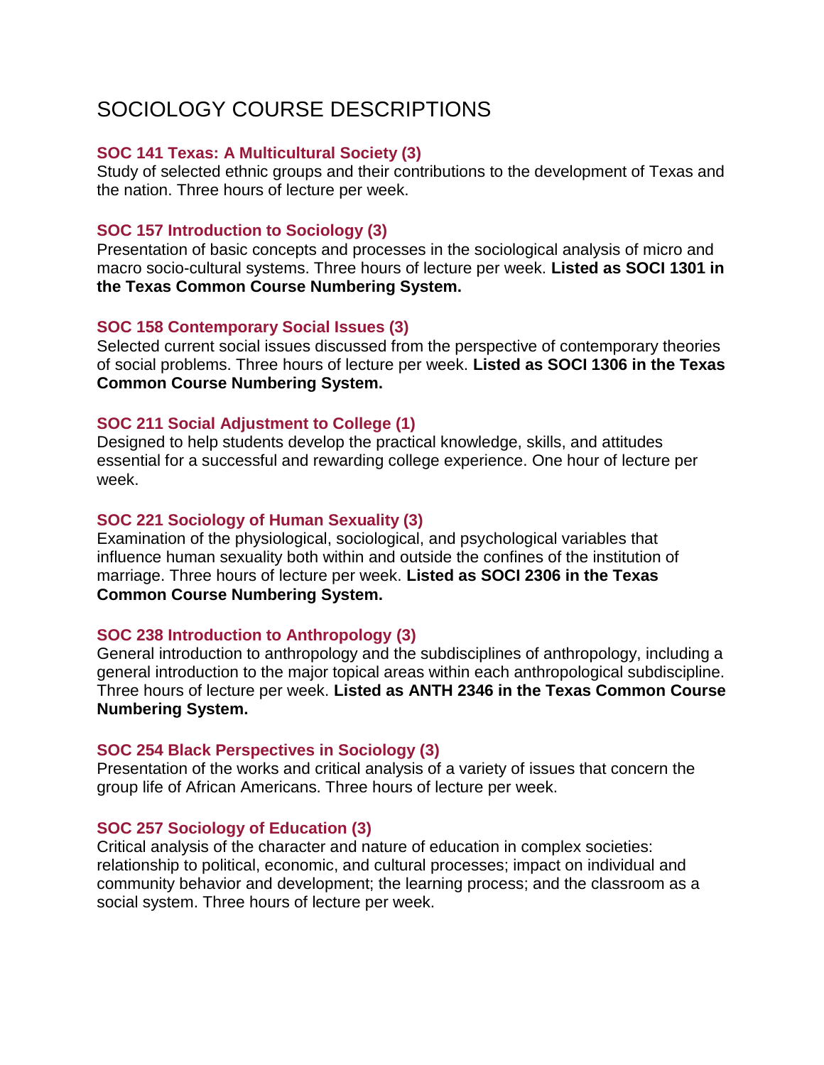# SOCIOLOGY COURSE DESCRIPTIONS

### SOC 141 Texas: A Multicultural Society (3)

Study of selected ethnic groups and their contributions to the development of Texas and the nation. Three hours of lecture per week.

### SOC 157 Introduction to Sociology (3)

Presentation of basic concepts and processes in the sociological analysis of micro and macro socio-cultural systems. Three hours of lecture per week. **Listed as SOCI 1301 in the Texas Common Course Numbering System.**

### SOC 158 Contemporary Social Issues (3)

Selected current social issues discussed from the perspective of contemporary theories of social problems. Three hours of lecture per week. **Listed as SOCI 1306 in the Texas Common Course Numbering System.**

### SOC 211 Social Adjustment to College (1)

Designed to help students develop the practical knowledge, skills, and attitudes essential for a successful and rewarding college experience. One hour of lecture per week.

### SOC 221 Sociology of Human Sexuality (3)

Examination of the physiological, sociological, and psychological variables that influence human sexuality both within and outside the confines of the institution of marriage. Three hours of lecture per week. **Listed as SOCI 2306 in the Texas Common Course Numbering System.**

### SOC 238 Introduction to Anthropology (3)

General introduction to anthropology and the subdisciplines of anthropology, including a general introduction to the major topical areas within each anthropological subdiscipline. Three hours of lecture per week. **Listed as ANTH 2346 in the Texas Common Course Numbering System.**

### SOC 254 Black Perspectives in Sociology (3)

Presentation of the works and critical analysis of a variety of issues that concern the group life of African Americans. Three hours of lecture per week.

### SOC 257 Sociology of Education (3)

Critical analysis of the character and nature of education in complex societies: relationship to political, economic, and cultural processes; impact on individual and community behavior and development; the learning process; and the classroom as a social system. Three hours of lecture per week.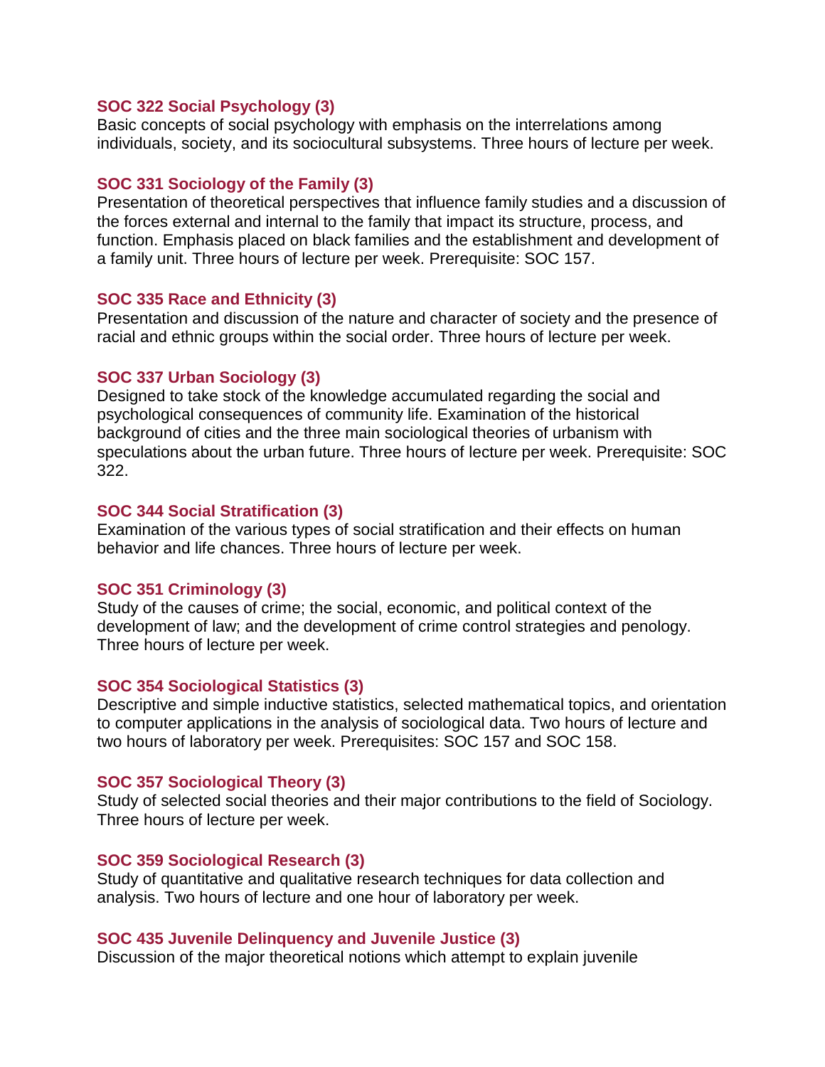**SOC 322 Social Psychology (3)**
Basic concepts of social psychology with emphasis on the interrelations among individuals, society, and its sociocultural subsystems. Three hours of lecture per week.

**SOC 331 Sociology of the Family (3)**
Presentation of theoretical perspectives that influence family studies and a discussion of the forces external and internal to the family that impact its structure, process, and function. Emphasis placed on black families and the establishment and development of a family unit. Three hours of lecture per week. Prerequisite: SOC 157.

**SOC 335 Race and Ethnicity (3)**
Presentation and discussion of the nature and character of society and the presence of racial and ethnic groups within the social order. Three hours of lecture per week.

**SOC 337 Urban Sociology (3)**
Designed to take stock of the knowledge accumulated regarding the social and psychological consequences of community life. Examination of the historical background of cities and the three main sociological theories of urbanism with speculations about the urban future. Three hours of lecture per week. Prerequisite: SOC 322.

**SOC 344 Social Stratification (3)**
Examination of the various types of social stratification and their effects on human behavior and life chances. Three hours of lecture per week.

**SOC 351 Criminology (3)**
Study of the causes of crime; the social, economic, and political context of the development of law; and the development of crime control strategies and penology. Three hours of lecture per week.

**SOC 354 Sociological Statistics (3)**
Descriptive and simple inductive statistics, selected mathematical topics, and orientation to computer applications in the analysis of sociological data. Two hours of lecture and two hours of laboratory per week. Prerequisites: SOC 157 and SOC 158.

**SOC 357 Sociological Theory (3)**
Study of selected social theories and their major contributions to the field of Sociology. Three hours of lecture per week.

**SOC 359 Sociological Research (3)**
Study of quantitative and qualitative research techniques for data collection and analysis. Two hours of lecture and one hour of laboratory per week.

**SOC 435 Juvenile Delinquency and Juvenile Justice (3)**
Discussion of the major theoretical notions which attempt to explain juvenile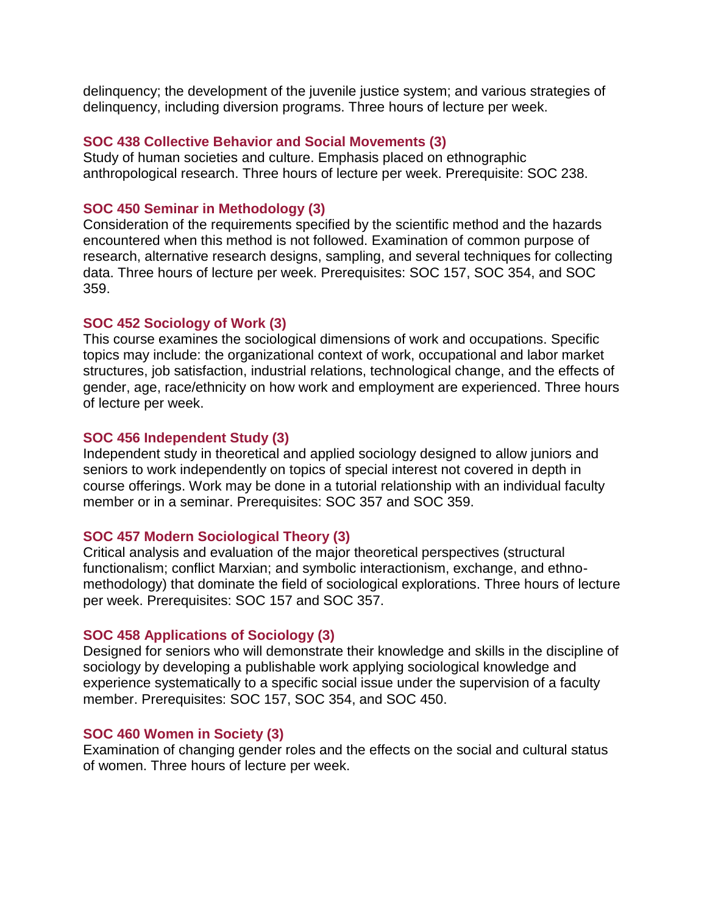delinquency; the development of the juvenile justice system; and various strategies of delinquency, including diversion programs. Three hours of lecture per week.

### SOC 438 Collective Behavior and Social Movements (3)

Study of human societies and culture. Emphasis placed on ethnographic anthropological research. Three hours of lecture per week. Prerequisite: SOC 238.

### SOC 450 Seminar in Methodology (3)

Consideration of the requirements specified by the scientific method and the hazards encountered when this method is not followed. Examination of common purpose of research, alternative research designs, sampling, and several techniques for collecting data. Three hours of lecture per week. Prerequisites: SOC 157, SOC 354, and SOC 359.

### SOC 452 Sociology of Work (3)

This course examines the sociological dimensions of work and occupations. Specific topics may include: the organizational context of work, occupational and labor market structures, job satisfaction, industrial relations, technological change, and the effects of gender, age, race/ethnicity on how work and employment are experienced. Three hours of lecture per week.

### SOC 456 Independent Study (3)

Independent study in theoretical and applied sociology designed to allow juniors and seniors to work independently on topics of special interest not covered in depth in course offerings. Work may be done in a tutorial relationship with an individual faculty member or in a seminar. Prerequisites: SOC 357 and SOC 359.

### SOC 457 Modern Sociological Theory (3)

Critical analysis and evaluation of the major theoretical perspectives (structural functionalism; conflict Marxian; and symbolic interactionism, exchange, and ethno-methodology) that dominate the field of sociological explorations. Three hours of lecture per week. Prerequisites: SOC 157 and SOC 357.

### SOC 458 Applications of Sociology (3)

Designed for seniors who will demonstrate their knowledge and skills in the discipline of sociology by developing a publishable work applying sociological knowledge and experience systematically to a specific social issue under the supervision of a faculty member. Prerequisites: SOC 157, SOC 354, and SOC 450.

### SOC 460 Women in Society (3)

Examination of changing gender roles and the effects on the social and cultural status of women. Three hours of lecture per week.